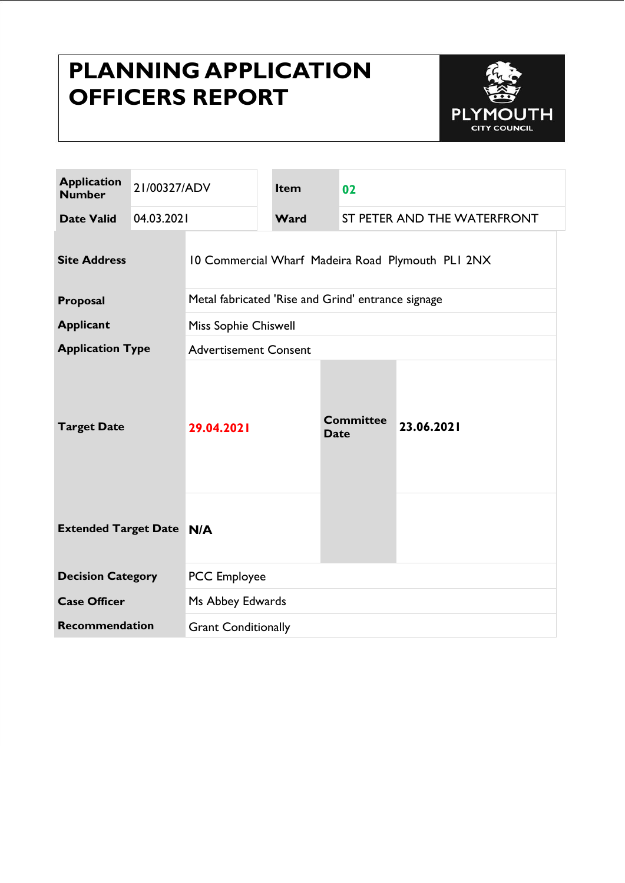# PLANNING APPLICATION OFFICERS REPORT

PLYMOUTH CITY COUNCIL

| Application Number | 21/00327/ADV | Item | 02 |
|---|---|---|---|
| Date Valid | 04.03.2021 | Ward | ST PETER AND THE WATERFRONT |

| | | | |
|---|---|---|---|
| **Site Address** | 10 Commercial Wharf Madeira Road Plymouth PL1 2NX | | |
| **Proposal** | Metal fabricated 'Rise and Grind' entrance signage | | |
| **Applicant** | Miss Sophie Chiswell | | |
| **Application Type** | Advertisement Consent | | |
| **Target Date** | 29.04.2021 | **Committee Date** | **23.06.2021** |
| **Extended Target Date** | **N/A** | | |
| **Decision Category** | PCC Employee | | |
| **Case Officer** | Ms Abbey Edwards | | |
| **Recommendation** | Grant Conditionally | | |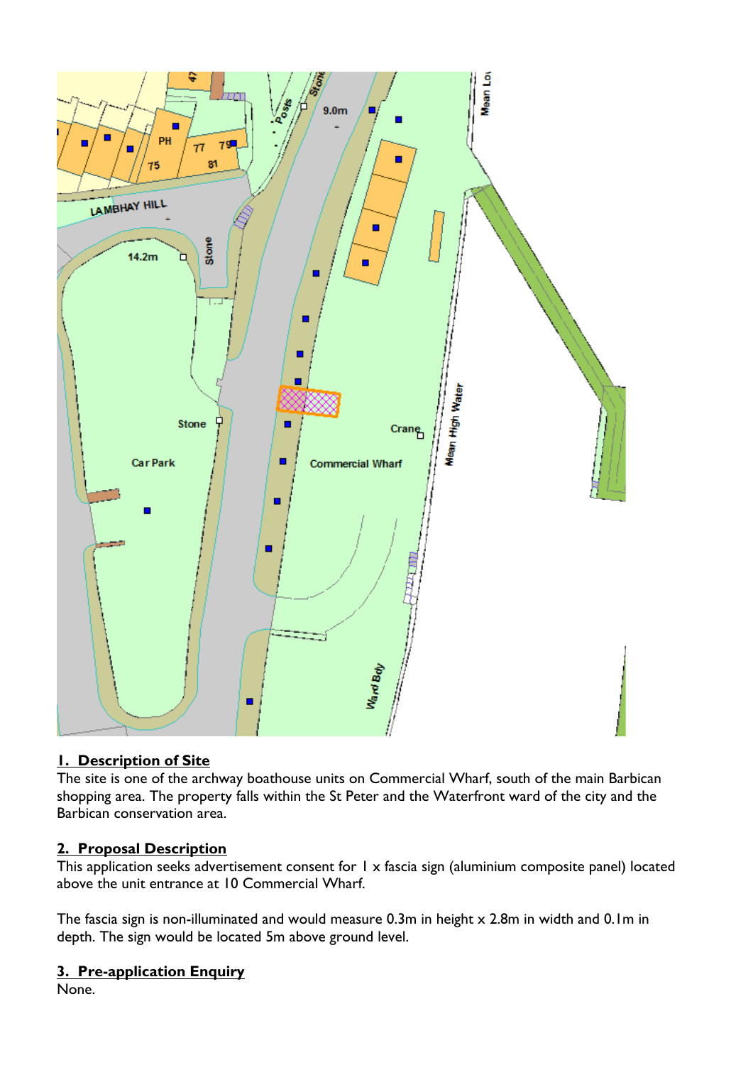## 1. Description of Site

The site is one of the archway boathouse units on Commercial Wharf, south of the main Barbican shopping area. The property falls within the St Peter and the Waterfront ward of the city and the Barbican conservation area.

## 2. Proposal Description

This application seeks advertisement consent for 1 x fascia sign (aluminium composite panel) located above the unit entrance at 10 Commercial Wharf.

The fascia sign is non-illuminated and would measure 0.3m in height x 2.8m in width and 0.1m in depth. The sign would be located 5m above ground level.

## 3. Pre-application Enquiry

None.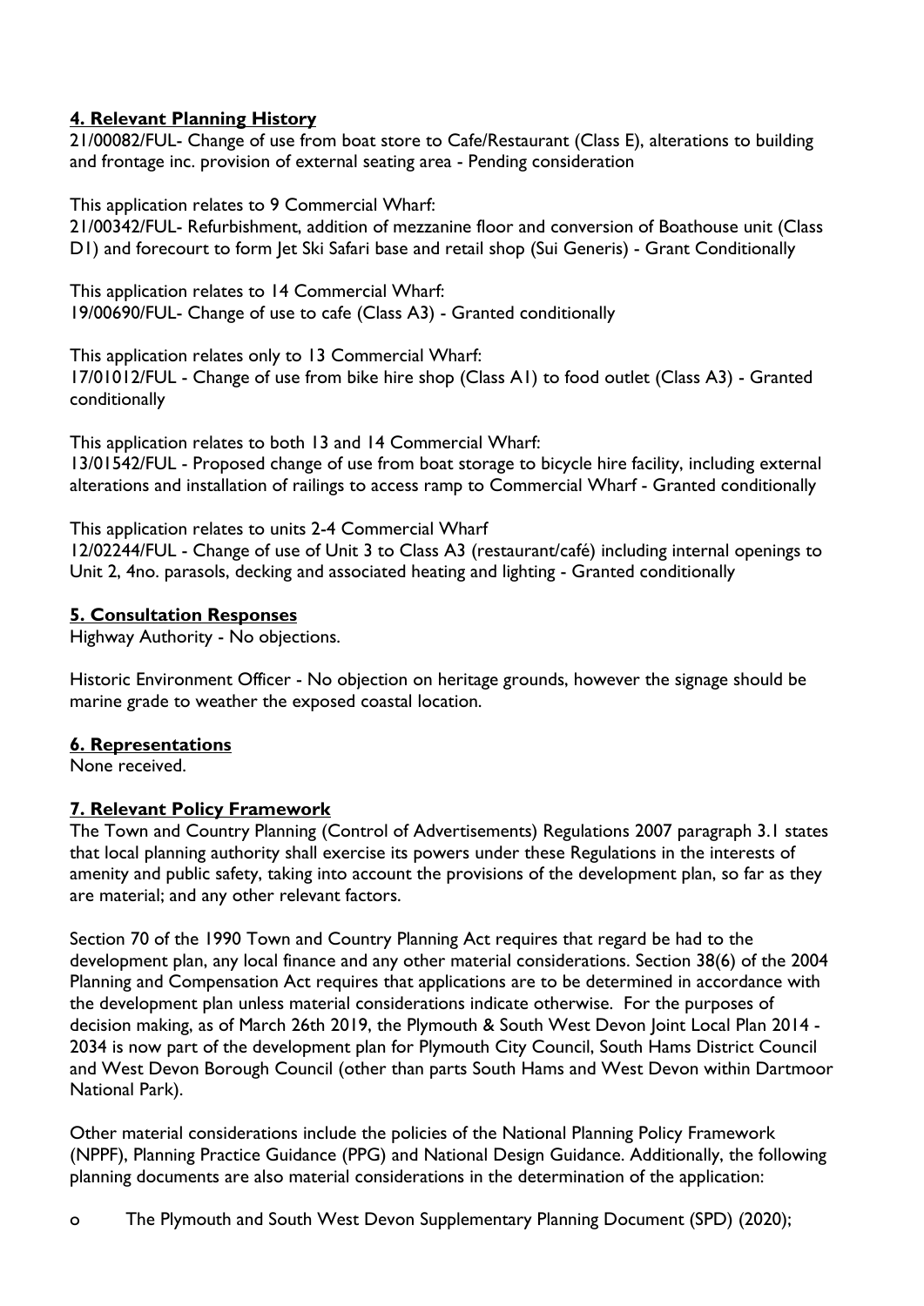## 4. Relevant Planning History

21/00082/FUL- Change of use from boat store to Cafe/Restaurant (Class E), alterations to building and frontage inc. provision of external seating area - Pending consideration

This application relates to 9 Commercial Wharf:
21/00342/FUL- Refurbishment, addition of mezzanine floor and conversion of Boathouse unit (Class D1) and forecourt to form Jet Ski Safari base and retail shop (Sui Generis) - Grant Conditionally

This application relates to 14 Commercial Wharf:
19/00690/FUL- Change of use to cafe (Class A3) - Granted conditionally

This application relates only to 13 Commercial Wharf:
17/01012/FUL - Change of use from bike hire shop (Class A1) to food outlet (Class A3) - Granted conditionally

This application relates to both 13 and 14 Commercial Wharf:
13/01542/FUL - Proposed change of use from boat storage to bicycle hire facility, including external alterations and installation of railings to access ramp to Commercial Wharf - Granted conditionally

This application relates to units 2-4 Commercial Wharf
12/02244/FUL - Change of use of Unit 3 to Class A3 (restaurant/café) including internal openings to Unit 2, 4no. parasols, decking and associated heating and lighting - Granted conditionally

## 5. Consultation Responses

Highway Authority - No objections.

Historic Environment Officer - No objection on heritage grounds, however the signage should be marine grade to weather the exposed coastal location.

## 6. Representations

None received.

## 7. Relevant Policy Framework

The Town and Country Planning (Control of Advertisements) Regulations 2007 paragraph 3.1 states that local planning authority shall exercise its powers under these Regulations in the interests of amenity and public safety, taking into account the provisions of the development plan, so far as they are material; and any other relevant factors.

Section 70 of the 1990 Town and Country Planning Act requires that regard be had to the development plan, any local finance and any other material considerations. Section 38(6) of the 2004 Planning and Compensation Act requires that applications are to be determined in accordance with the development plan unless material considerations indicate otherwise. For the purposes of decision making, as of March 26th 2019, the Plymouth & South West Devon Joint Local Plan 2014 - 2034 is now part of the development plan for Plymouth City Council, South Hams District Council and West Devon Borough Council (other than parts South Hams and West Devon within Dartmoor National Park).

Other material considerations include the policies of the National Planning Policy Framework (NPPF), Planning Practice Guidance (PPG) and National Design Guidance. Additionally, the following planning documents are also material considerations in the determination of the application:

- The Plymouth and South West Devon Supplementary Planning Document (SPD) (2020);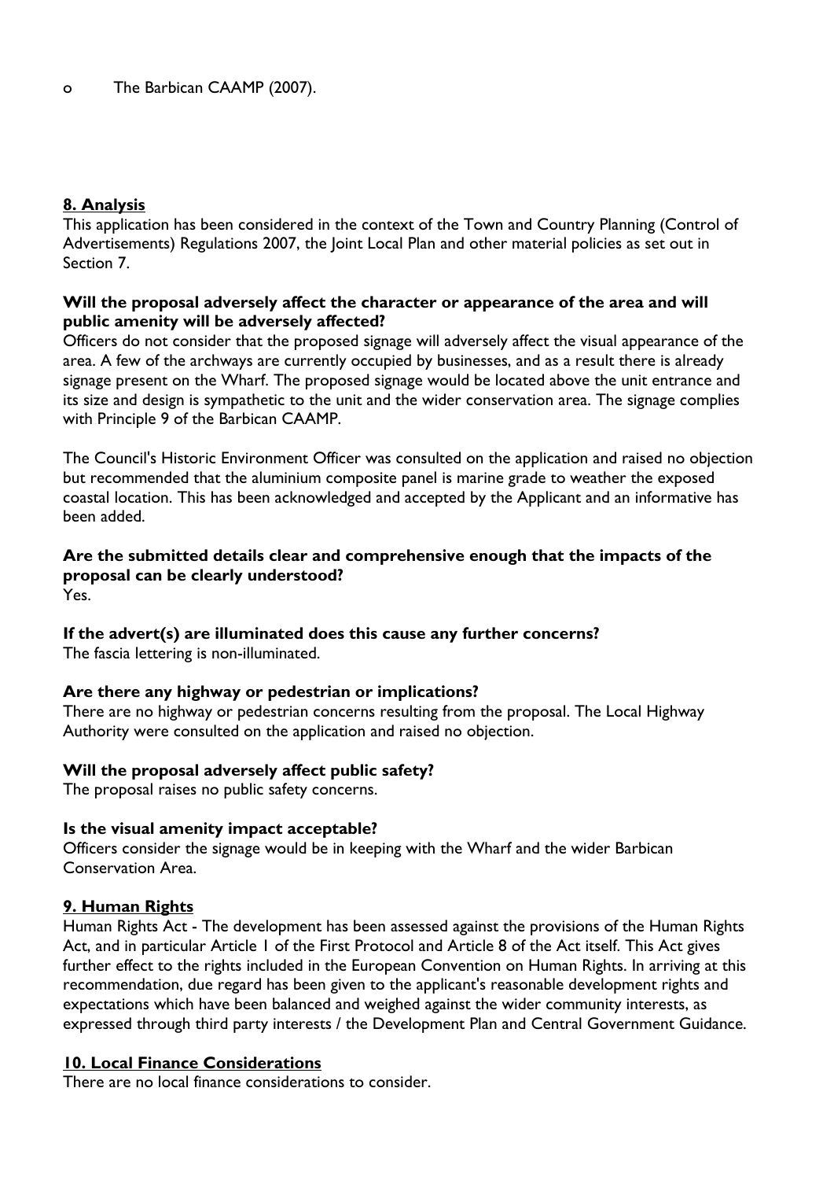o The Barbican CAAMP (2007).

## 8. Analysis

This application has been considered in the context of the Town and Country Planning (Control of Advertisements) Regulations 2007, the Joint Local Plan and other material policies as set out in Section 7.

**Will the proposal adversely affect the character or appearance of the area and will public amenity will be adversely affected?**

Officers do not consider that the proposed signage will adversely affect the visual appearance of the area. A few of the archways are currently occupied by businesses, and as a result there is already signage present on the Wharf. The proposed signage would be located above the unit entrance and its size and design is sympathetic to the unit and the wider conservation area. The signage complies with Principle 9 of the Barbican CAAMP.

The Council's Historic Environment Officer was consulted on the application and raised no objection but recommended that the aluminium composite panel is marine grade to weather the exposed coastal location. This has been acknowledged and accepted by the Applicant and an informative has been added.

**Are the submitted details clear and comprehensive enough that the impacts of the proposal can be clearly understood?**

Yes.

**If the advert(s) are illuminated does this cause any further concerns?**

The fascia lettering is non-illuminated.

**Are there any highway or pedestrian or implications?**

There are no highway or pedestrian concerns resulting from the proposal. The Local Highway Authority were consulted on the application and raised no objection.

**Will the proposal adversely affect public safety?**

The proposal raises no public safety concerns.

**Is the visual amenity impact acceptable?**

Officers consider the signage would be in keeping with the Wharf and the wider Barbican Conservation Area.

## 9. Human Rights

Human Rights Act - The development has been assessed against the provisions of the Human Rights Act, and in particular Article 1 of the First Protocol and Article 8 of the Act itself. This Act gives further effect to the rights included in the European Convention on Human Rights. In arriving at this recommendation, due regard has been given to the applicant's reasonable development rights and expectations which have been balanced and weighed against the wider community interests, as expressed through third party interests / the Development Plan and Central Government Guidance.

## 10. Local Finance Considerations

There are no local finance considerations to consider.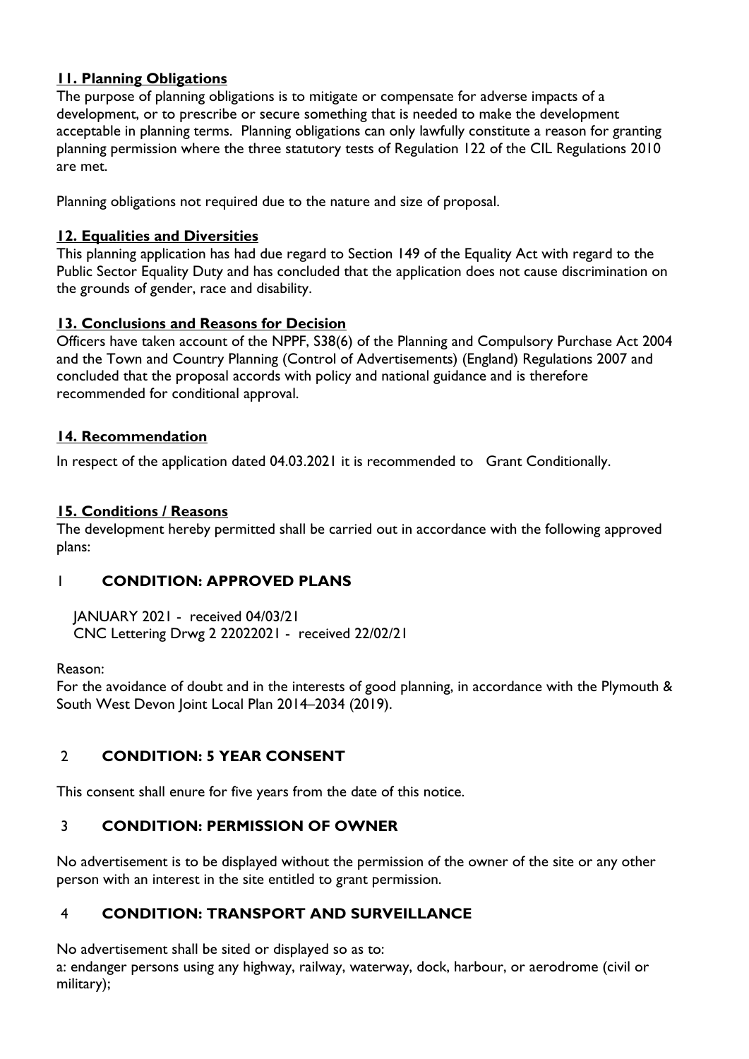## **11. Planning Obligations**

The purpose of planning obligations is to mitigate or compensate for adverse impacts of a development, or to prescribe or secure something that is needed to make the development acceptable in planning terms. Planning obligations can only lawfully constitute a reason for granting planning permission where the three statutory tests of Regulation 122 of the CIL Regulations 2010 are met.

Planning obligations not required due to the nature and size of proposal.

## **12. Equalities and Diversities**

This planning application has had due regard to Section 149 of the Equality Act with regard to the Public Sector Equality Duty and has concluded that the application does not cause discrimination on the grounds of gender, race and disability.

## **13. Conclusions and Reasons for Decision**

Officers have taken account of the NPPF, S38(6) of the Planning and Compulsory Purchase Act 2004 and the Town and Country Planning (Control of Advertisements) (England) Regulations 2007 and concluded that the proposal accords with policy and national guidance and is therefore recommended for conditional approval.

## **14. Recommendation**

In respect of the application dated 04.03.2021 it is recommended to Grant Conditionally.

## **15. Conditions / Reasons**

The development hereby permitted shall be carried out in accordance with the following approved plans:

### 1 **CONDITION: APPROVED PLANS**

JANUARY 2021 - received 04/03/21
CNC Lettering Drwg 2 22022021 - received 22/02/21

Reason:
For the avoidance of doubt and in the interests of good planning, in accordance with the Plymouth & South West Devon Joint Local Plan 2014–2034 (2019).

### 2 **CONDITION: 5 YEAR CONSENT**

This consent shall enure for five years from the date of this notice.

### 3 **CONDITION: PERMISSION OF OWNER**

No advertisement is to be displayed without the permission of the owner of the site or any other person with an interest in the site entitled to grant permission.

### 4 **CONDITION: TRANSPORT AND SURVEILLANCE**

No advertisement shall be sited or displayed so as to:
a: endanger persons using any highway, railway, waterway, dock, harbour, or aerodrome (civil or military);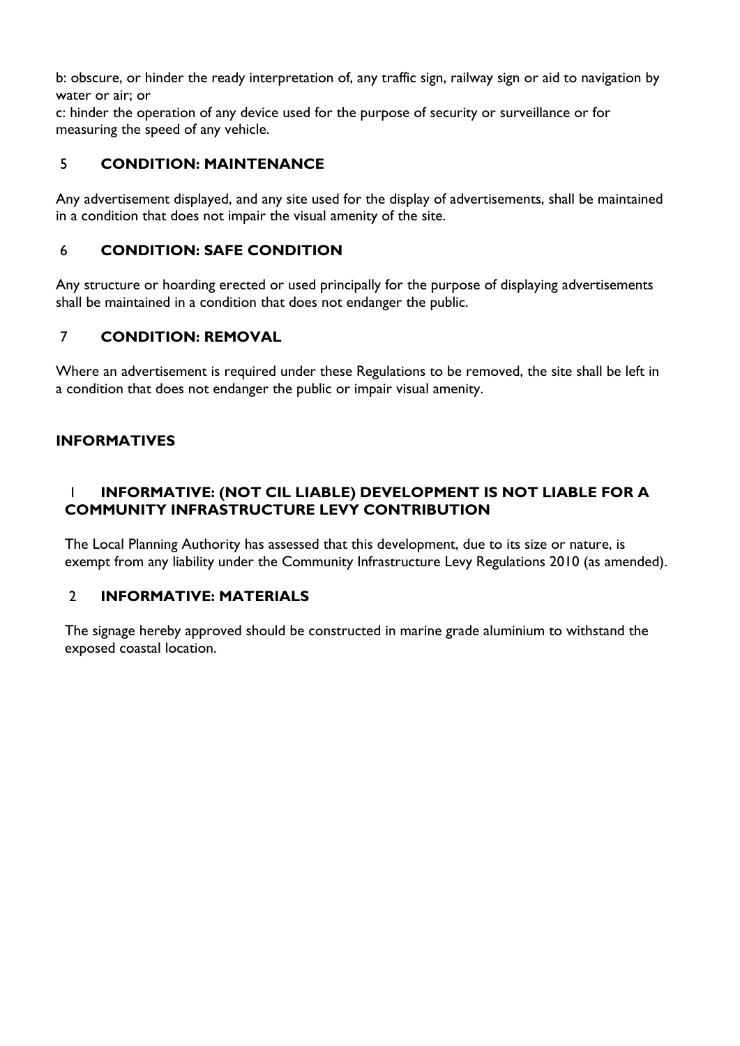b: obscure, or hinder the ready interpretation of, any traffic sign, railway sign or aid to navigation by water or air; or

c: hinder the operation of any device used for the purpose of security or surveillance or for measuring the speed of any vehicle.

### 5 CONDITION: MAINTENANCE

Any advertisement displayed, and any site used for the display of advertisements, shall be maintained in a condition that does not impair the visual amenity of the site.

### 6 CONDITION: SAFE CONDITION

Any structure or hoarding erected or used principally for the purpose of displaying advertisements shall be maintained in a condition that does not endanger the public.

### 7 CONDITION: REMOVAL

Where an advertisement is required under these Regulations to be removed, the site shall be left in a condition that does not endanger the public or impair visual amenity.

## INFORMATIVES

### 1 INFORMATIVE: (NOT CIL LIABLE) DEVELOPMENT IS NOT LIABLE FOR A COMMUNITY INFRASTRUCTURE LEVY CONTRIBUTION

The Local Planning Authority has assessed that this development, due to its size or nature, is exempt from any liability under the Community Infrastructure Levy Regulations 2010 (as amended).

### 2 INFORMATIVE: MATERIALS

The signage hereby approved should be constructed in marine grade aluminium to withstand the exposed coastal location.